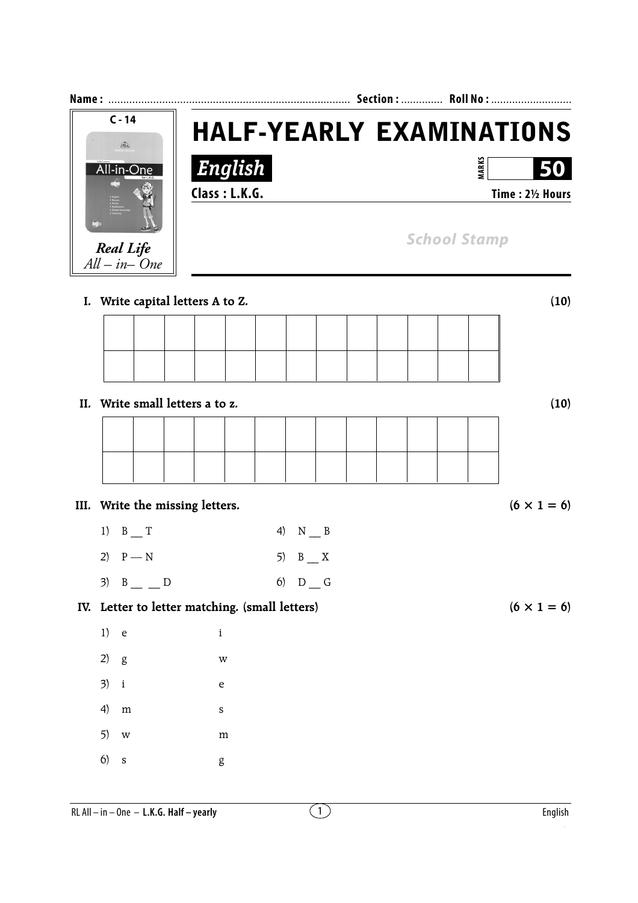**Name :** ................................................................................ **Section :** ............. **Roll No :** ...........................

C - 14

*Real Life*
*All – in– One*

# HALF-YEARLY EXAMINATIONS

## *English*

**MARKS** **50**

**Class : L.K.G.** **Time : 2½ Hours**

*School Stamp*

**I. Write capital letters A to Z.** **(10)**

| | | | | | | | | | | | | |
|---|---|---|---|---|---|---|---|---|---|---|---|---|
| | | | | | | | | | | | | |
| | | | | | | | | | | | | |

**II. Write small letters a to z.** **(10)**

| | | | | | | | | | | | | |
|---|---|---|---|---|---|---|---|---|---|---|---|---|
| | | | | | | | | | | | | |
| | | | | | | | | | | | | |

**III. Write the missing letters.** **(6 × 1 = 6)**

1) B __ T
2) P — N
3) B __ __ D
4) N __ B
5) B __ X
6) D __ G

**IV. Letter to letter matching. (small letters)** **(6 × 1 = 6)**

1) e — i
2) g — w
3) i — e
4) m — s
5) w — m
6) s — g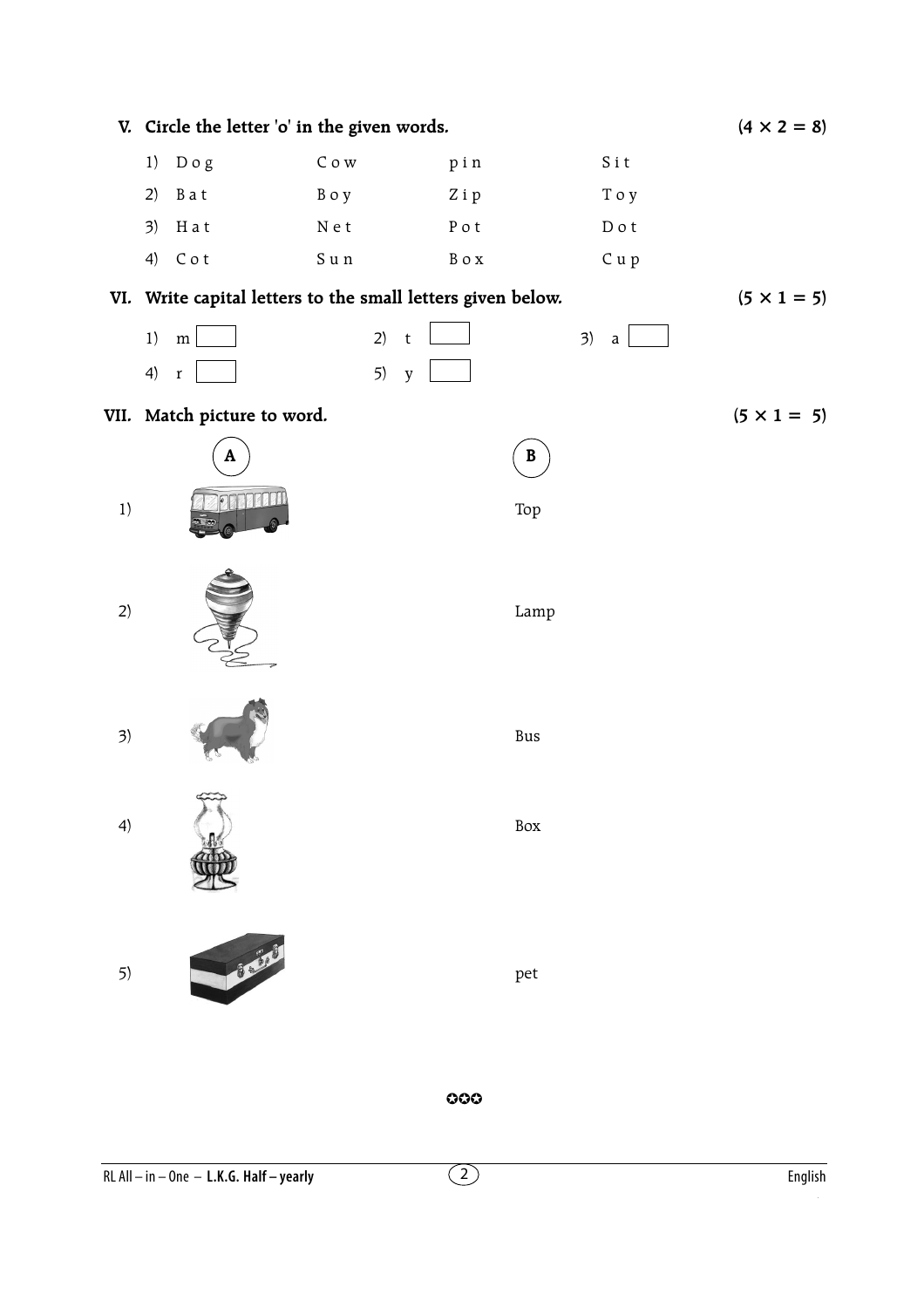**V. Circle the letter 'o' in the given words.** **(4 × 2 = 8)**

| | | | | |
|---|---|---|---|---|
| 1) | Dog | Cow | pin | Sit |
| 2) | Bat | Boy | Zip | Toy |
| 3) | Hat | Net | Pot | Dot |
| 4) | Cot | Sun | Box | Cup |

**VI. Write capital letters to the small letters given below.** **(5 × 1 = 5)**

1) m ☐ 2) t ☐ 3) a ☐

4) r ☐ 5) y ☐

**VII. Match picture to word.** **(5 × 1 = 5)**

| | A | B |
|---|---|---|
| 1) | | Top |
| 2) | | Lamp |
| 3) | | Bus |
| 4) | | Box |
| 5) | | pet |

✪✪✪